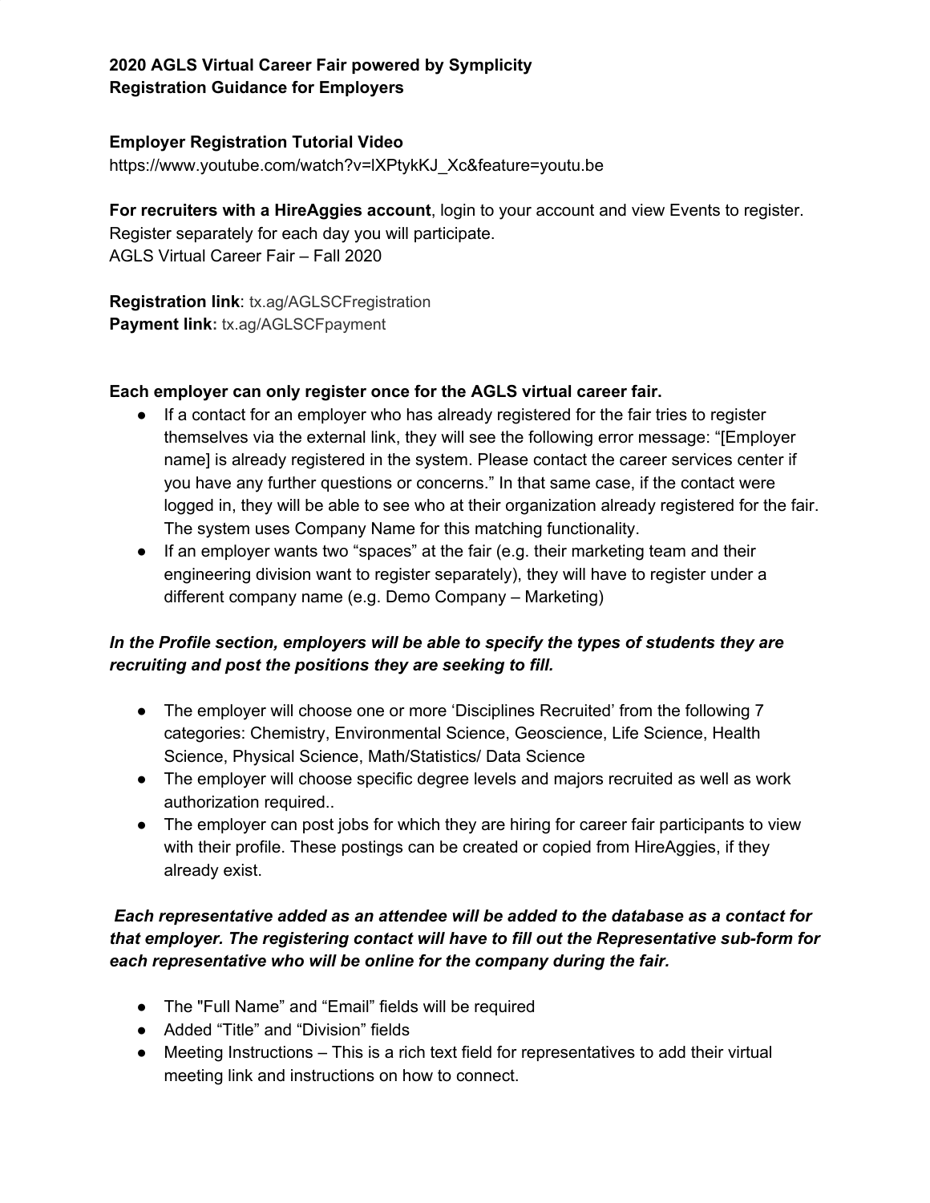**2020 AGLS Virtual Career Fair powered by Symplicity**
**Registration Guidance for Employers**

**Employer Registration Tutorial Video**
https://www.youtube.com/watch?v=lXPtykKJ_Xc&feature=youtu.be

**For recruiters with a HireAggies account**, login to your account and view Events to register. Register separately for each day you will participate.
AGLS Virtual Career Fair – Fall 2020

**Registration link**: tx.ag/AGLSCFregistration
**Payment link:** tx.ag/AGLSCFpayment

**Each employer can only register once for the AGLS virtual career fair.**

- If a contact for an employer who has already registered for the fair tries to register themselves via the external link, they will see the following error message: "[Employer name] is already registered in the system. Please contact the career services center if you have any further questions or concerns." In that same case, if the contact were logged in, they will be able to see who at their organization already registered for the fair. The system uses Company Name for this matching functionality.
- If an employer wants two "spaces" at the fair (e.g. their marketing team and their engineering division want to register separately), they will have to register under a different company name (e.g. Demo Company – Marketing)

***In the Profile section, employers will be able to specify the types of students they are recruiting and post the positions they are seeking to fill.***

- The employer will choose one or more 'Disciplines Recruited' from the following 7 categories: Chemistry, Environmental Science, Geoscience, Life Science, Health Science, Physical Science, Math/Statistics/ Data Science
- The employer will choose specific degree levels and majors recruited as well as work authorization required..
- The employer can post jobs for which they are hiring for career fair participants to view with their profile. These postings can be created or copied from HireAggies, if they already exist.

***Each representative added as an attendee will be added to the database as a contact for that employer. The registering contact will have to fill out the Representative sub-form for each representative who will be online for the company during the fair.***

- The "Full Name" and "Email" fields will be required
- Added "Title" and "Division" fields
- Meeting Instructions – This is a rich text field for representatives to add their virtual meeting link and instructions on how to connect.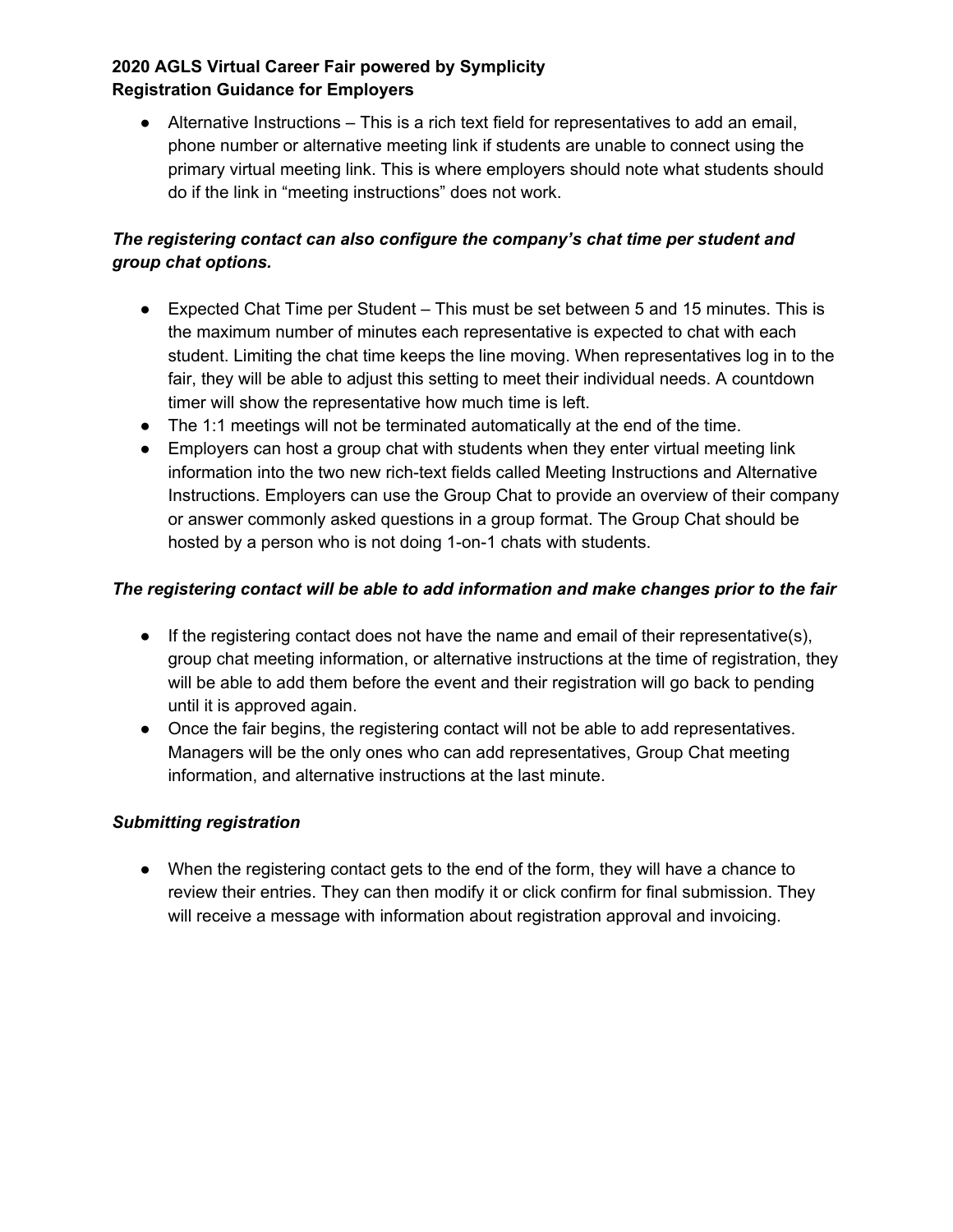- Alternative Instructions – This is a rich text field for representatives to add an email, phone number or alternative meeting link if students are unable to connect using the primary virtual meeting link. This is where employers should note what students should do if the link in "meeting instructions" does not work.

***The registering contact can also configure the company's chat time per student and group chat options.***

- Expected Chat Time per Student – This must be set between 5 and 15 minutes. This is the maximum number of minutes each representative is expected to chat with each student. Limiting the chat time keeps the line moving. When representatives log in to the fair, they will be able to adjust this setting to meet their individual needs. A countdown timer will show the representative how much time is left.
- The 1:1 meetings will not be terminated automatically at the end of the time.
- Employers can host a group chat with students when they enter virtual meeting link information into the two new rich-text fields called Meeting Instructions and Alternative Instructions. Employers can use the Group Chat to provide an overview of their company or answer commonly asked questions in a group format. The Group Chat should be hosted by a person who is not doing 1-on-1 chats with students.

***The registering contact will be able to add information and make changes prior to the fair***

- If the registering contact does not have the name and email of their representative(s), group chat meeting information, or alternative instructions at the time of registration, they will be able to add them before the event and their registration will go back to pending until it is approved again.
- Once the fair begins, the registering contact will not be able to add representatives. Managers will be the only ones who can add representatives, Group Chat meeting information, and alternative instructions at the last minute.

***Submitting registration***

- When the registering contact gets to the end of the form, they will have a chance to review their entries. They can then modify it or click confirm for final submission. They will receive a message with information about registration approval and invoicing.